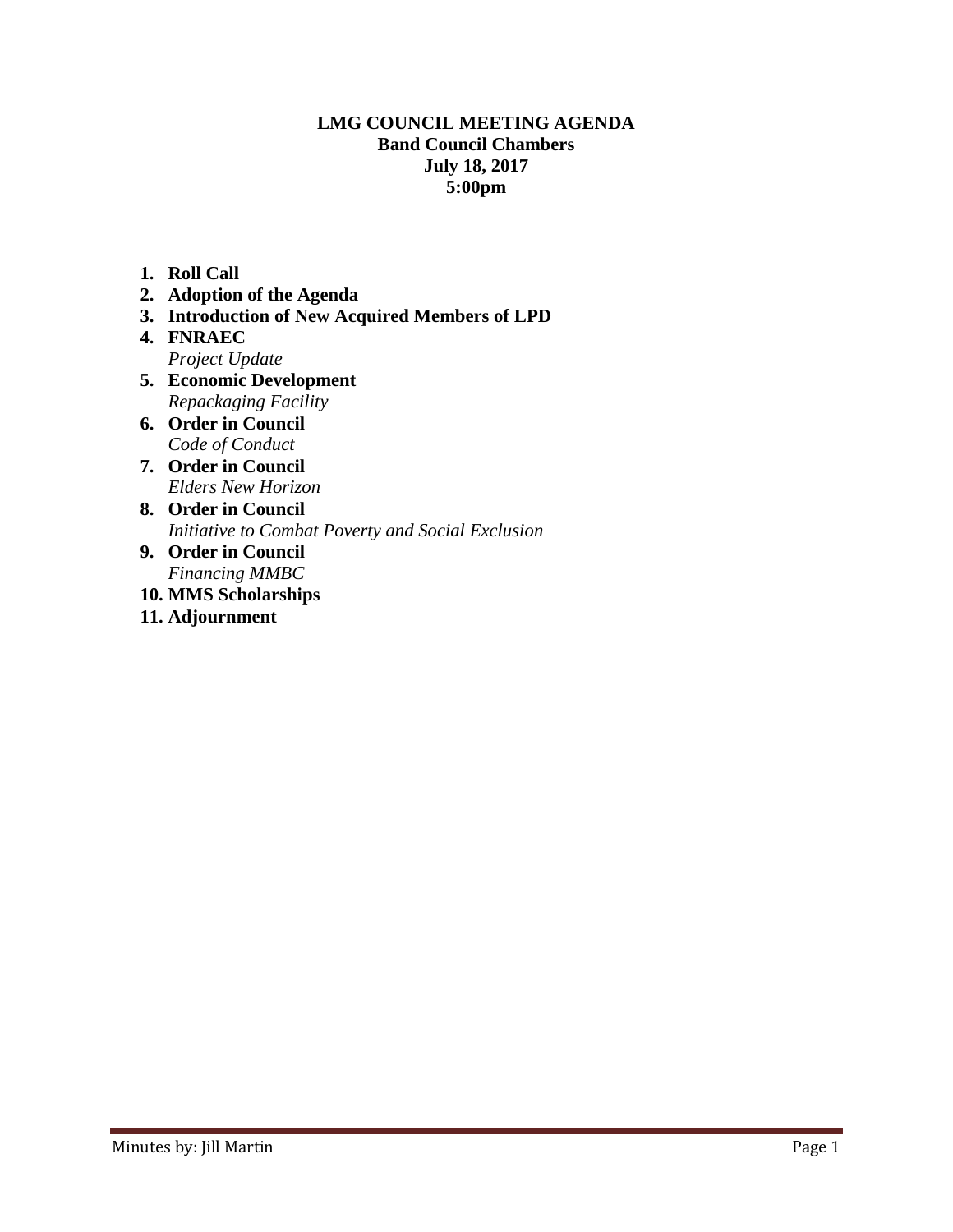**LMG COUNCIL MEETING AGENDA**
**Band Council Chambers**
**July 18, 2017**
**5:00pm**

1. **Roll Call**
2. **Adoption of the Agenda**
3. **Introduction of New Acquired Members of LPD**
4. **FNRAEC**
   *Project Update*
5. **Economic Development**
   *Repackaging Facility*
6. **Order in Council**
   *Code of Conduct*
7. **Order in Council**
   *Elders New Horizon*
8. **Order in Council**
   *Initiative to Combat Poverty and Social Exclusion*
9. **Order in Council**
   *Financing MMBC*
10. **MMS Scholarships**
11. **Adjournment**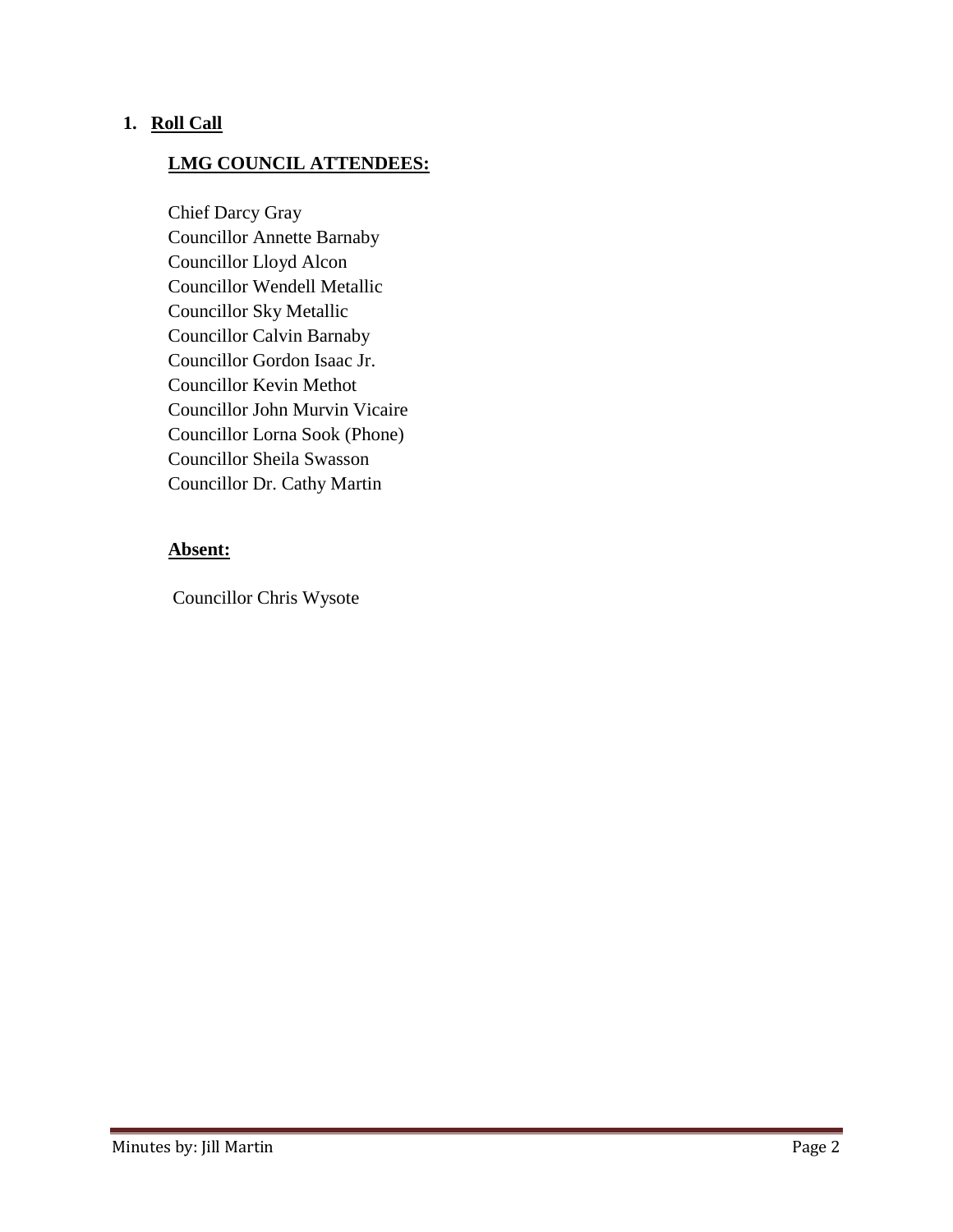## 1. Roll Call

### LMG COUNCIL ATTENDEES:

Chief Darcy Gray
Councillor Annette Barnaby
Councillor Lloyd Alcon
Councillor Wendell Metallic
Councillor Sky Metallic
Councillor Calvin Barnaby
Councillor Gordon Isaac Jr.
Councillor Kevin Methot
Councillor John Murvin Vicaire
Councillor Lorna Sook (Phone)
Councillor Sheila Swasson
Councillor Dr. Cathy Martin

### Absent:

Councillor Chris Wysote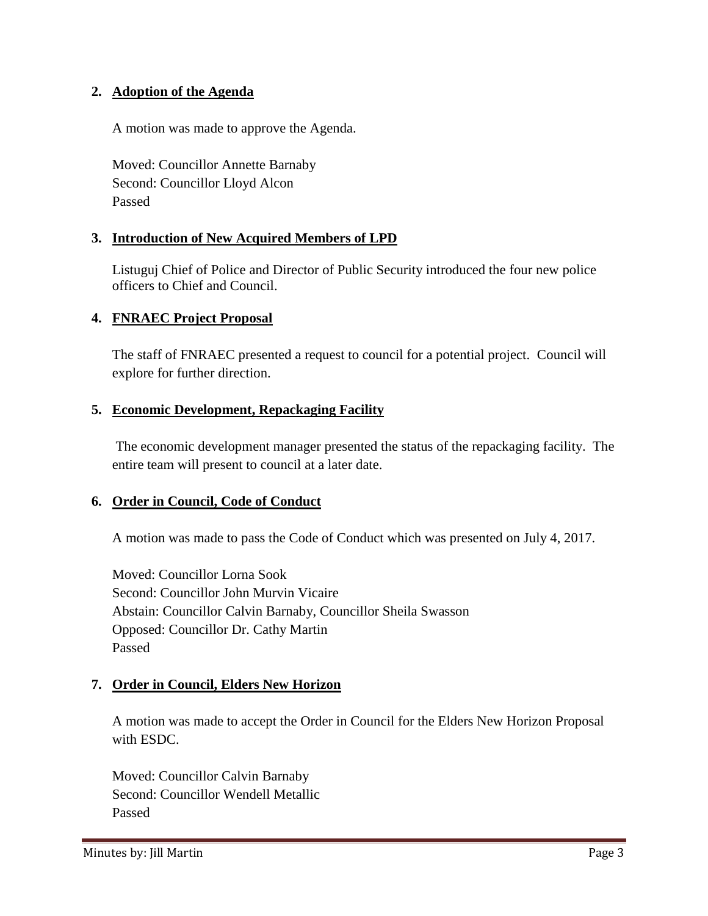## 2. Adoption of the Agenda

A motion was made to approve the Agenda.

Moved: Councillor Annette Barnaby
Second: Councillor Lloyd Alcon
Passed

## 3. Introduction of New Acquired Members of LPD

Listuguj Chief of Police and Director of Public Security introduced the four new police officers to Chief and Council.

## 4. FNRAEC Project Proposal

The staff of FNRAEC presented a request to council for a potential project. Council will explore for further direction.

## 5. Economic Development, Repackaging Facility

The economic development manager presented the status of the repackaging facility. The entire team will present to council at a later date.

## 6. Order in Council, Code of Conduct

A motion was made to pass the Code of Conduct which was presented on July 4, 2017.

Moved: Councillor Lorna Sook
Second: Councillor John Murvin Vicaire
Abstain: Councillor Calvin Barnaby, Councillor Sheila Swasson
Opposed: Councillor Dr. Cathy Martin
Passed

## 7. Order in Council, Elders New Horizon

A motion was made to accept the Order in Council for the Elders New Horizon Proposal with ESDC.

Moved: Councillor Calvin Barnaby
Second: Councillor Wendell Metallic
Passed

Minutes by: Jill Martin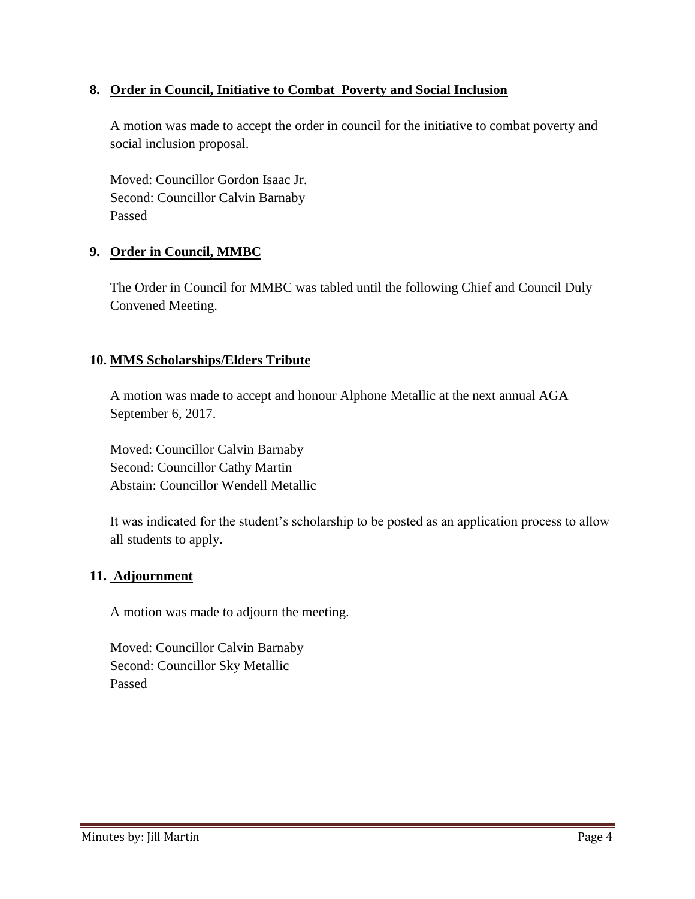## 8. Order in Council, Initiative to Combat Poverty and Social Inclusion

A motion was made to accept the order in council for the initiative to combat poverty and social inclusion proposal.

Moved: Councillor Gordon Isaac Jr.
Second: Councillor Calvin Barnaby
Passed

## 9. Order in Council, MMBC

The Order in Council for MMBC was tabled until the following Chief and Council Duly Convened Meeting.

## 10. MMS Scholarships/Elders Tribute

A motion was made to accept and honour Alphone Metallic at the next annual AGA September 6, 2017.

Moved: Councillor Calvin Barnaby
Second: Councillor Cathy Martin
Abstain: Councillor Wendell Metallic

It was indicated for the student's scholarship to be posted as an application process to allow all students to apply.

## 11. Adjournment

A motion was made to adjourn the meeting.

Moved: Councillor Calvin Barnaby
Second: Councillor Sky Metallic
Passed

Minutes by: Jill Martin